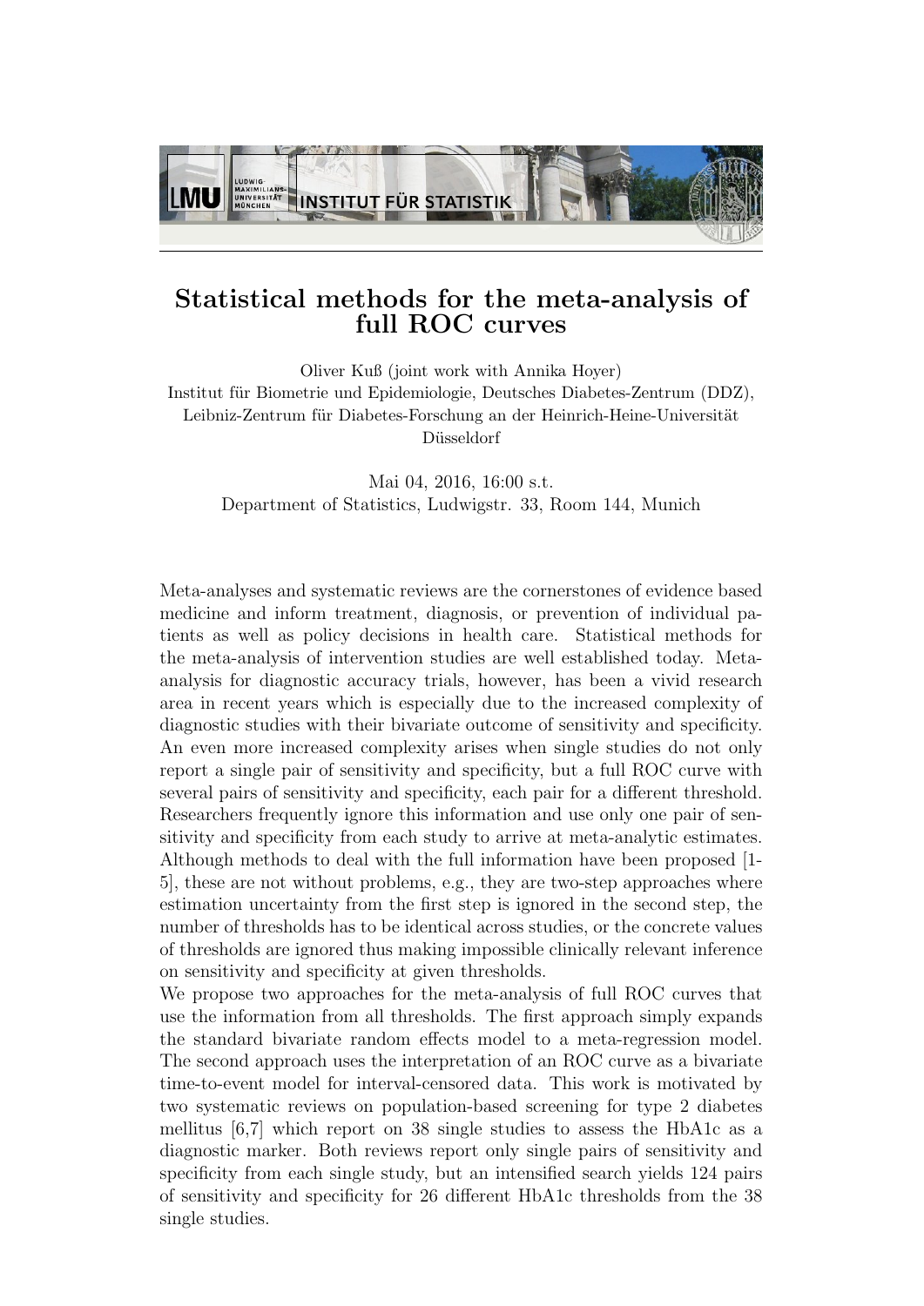LMU | LUDWIG-MAXIMILIANS-UNIVERSITÄT MÜNCHEN | INSTITUT FÜR STATISTIK

# Statistical methods for the meta-analysis of full ROC curves

Oliver Kuß (joint work with Annika Hoyer)
Institut für Biometrie und Epidemiologie, Deutsches Diabetes-Zentrum (DDZ), Leibniz-Zentrum für Diabetes-Forschung an der Heinrich-Heine-Universität Düsseldorf

Mai 04, 2016, 16:00 s.t.
Department of Statistics, Ludwigstr. 33, Room 144, Munich

Meta-analyses and systematic reviews are the cornerstones of evidence based medicine and inform treatment, diagnosis, or prevention of individual patients as well as policy decisions in health care. Statistical methods for the meta-analysis of intervention studies are well established today. Meta-analysis for diagnostic accuracy trials, however, has been a vivid research area in recent years which is especially due to the increased complexity of diagnostic studies with their bivariate outcome of sensitivity and specificity. An even more increased complexity arises when single studies do not only report a single pair of sensitivity and specificity, but a full ROC curve with several pairs of sensitivity and specificity, each pair for a different threshold. Researchers frequently ignore this information and use only one pair of sensitivity and specificity from each study to arrive at meta-analytic estimates. Although methods to deal with the full information have been proposed [1-5], these are not without problems, e.g., they are two-step approaches where estimation uncertainty from the first step is ignored in the second step, the number of thresholds has to be identical across studies, or the concrete values of thresholds are ignored thus making impossible clinically relevant inference on sensitivity and specificity at given thresholds.

We propose two approaches for the meta-analysis of full ROC curves that use the information from all thresholds. The first approach simply expands the standard bivariate random effects model to a meta-regression model. The second approach uses the interpretation of an ROC curve as a bivariate time-to-event model for interval-censored data. This work is motivated by two systematic reviews on population-based screening for type 2 diabetes mellitus [6,7] which report on 38 single studies to assess the HbA1c as a diagnostic marker. Both reviews report only single pairs of sensitivity and specificity from each single study, but an intensified search yields 124 pairs of sensitivity and specificity for 26 different HbA1c thresholds from the 38 single studies.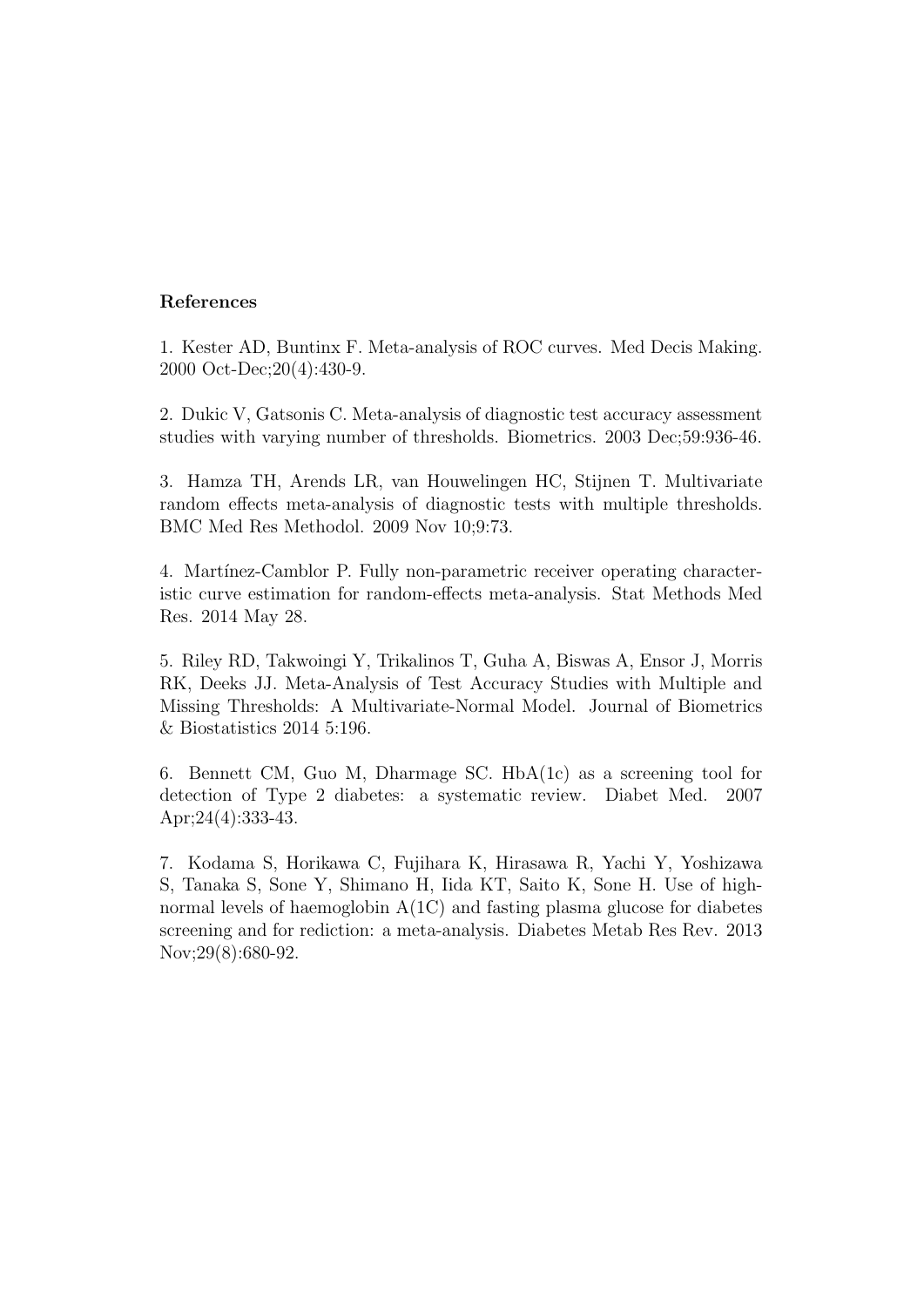**References**

1. Kester AD, Buntinx F. Meta-analysis of ROC curves. Med Decis Making. 2000 Oct-Dec;20(4):430-9.

2. Dukic V, Gatsonis C. Meta-analysis of diagnostic test accuracy assessment studies with varying number of thresholds. Biometrics. 2003 Dec;59:936-46.

3. Hamza TH, Arends LR, van Houwelingen HC, Stijnen T. Multivariate random effects meta-analysis of diagnostic tests with multiple thresholds. BMC Med Res Methodol. 2009 Nov 10;9:73.

4. Martínez-Camblor P. Fully non-parametric receiver operating characteristic curve estimation for random-effects meta-analysis. Stat Methods Med Res. 2014 May 28.

5. Riley RD, Takwoingi Y, Trikalinos T, Guha A, Biswas A, Ensor J, Morris RK, Deeks JJ. Meta-Analysis of Test Accuracy Studies with Multiple and Missing Thresholds: A Multivariate-Normal Model. Journal of Biometrics & Biostatistics 2014 5:196.

6. Bennett CM, Guo M, Dharmage SC. HbA(1c) as a screening tool for detection of Type 2 diabetes: a systematic review. Diabet Med. 2007 Apr;24(4):333-43.

7. Kodama S, Horikawa C, Fujihara K, Hirasawa R, Yachi Y, Yoshizawa S, Tanaka S, Sone Y, Shimano H, Iida KT, Saito K, Sone H. Use of high-normal levels of haemoglobin A(1C) and fasting plasma glucose for diabetes screening and for rediction: a meta-analysis. Diabetes Metab Res Rev. 2013 Nov;29(8):680-92.